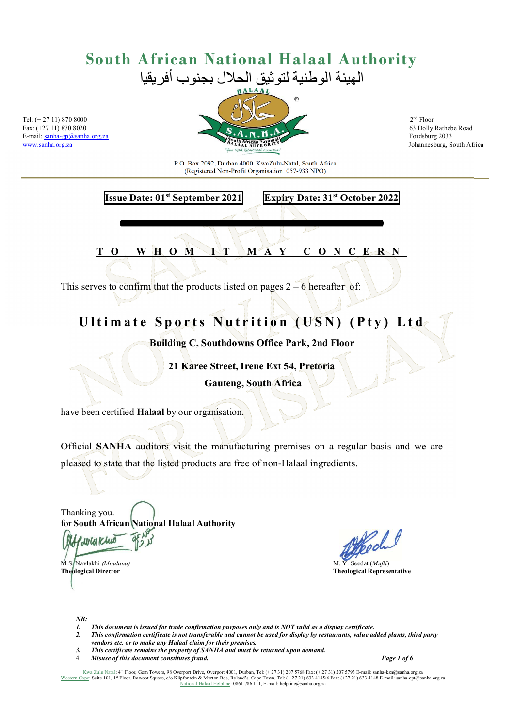# South African National Halaal Authority

الهيئة الوطنية لتوثيق الحلال بجنوب أفريقيا

Tel: (+ 27 11) 870 8000
Fax: (+27 11) 870 8020
E-mail: sanha-gp@sanha.org.za
www.sanha.org.za

2nd Floor
63 Dolly Rathebe Road
Fordsburg 2033
Johannesburg, South Africa

P.O. Box 2092, Durban 4000, KwaZulu-Natal, South Africa
(Registered Non-Profit Organisation 057-933 NPO)

**Issue Date: 01st September 2021** **Expiry Date: 31st October 2022**

**T O W H O M I T M A Y C O N C E R N**

This serves to confirm that the products listed on pages 2 – 6 hereafter of:

## Ultimate Sports Nutrition (USN) (Pty) Ltd

**Building C, Southdowns Office Park, 2nd Floor**

**21 Karee Street, Irene Ext 54, Pretoria**

**Gauteng, South Africa**

have been certified **Halaal** by our organisation.

Official **SANHA** auditors visit the manufacturing premises on a regular basis and we are pleased to state that the listed products are free of non-Halaal ingredients.

Thanking you.
for **South African National Halaal Authority**

M.S. Navlakhi *(Moulana)*
**Theological Director**

M. Y. Seedat (*Mufti*)
**Theological Representative**

*NB:*

1. ***This document is issued for trade confirmation purposes only and is NOT valid as a display certificate.***
2. ***This confirmation certificate is not transferable and cannot be used for display by restaurants, value added plants, third party vendors etc. or to make any Halaal claim for their premises.***
3. ***This certificate remains the property of SANHA and must be returned upon demand.***
4. ***Misuse of this document constitutes fraud.***

Kwa Zulu Natal: 4th Floor, Gem Towers, 98 Overport Drive, Overport 4001, Durban, Tel: (+ 27 31) 207 5768 Fax: (+ 27 31) 207 5793 E-mail: sanha-kzn@sanha.org.za
Western Cape: Suite 101, 1st Floor, Rawoot Square, c/o Klipfontein & Murton Rds, Ryland's, Cape Town, Tel: (+ 27 21) 633 4145/6 Fax: (+27 21) 633 4148 E-mail: sanha-cpt@sanha.org.za
National Halaal Helpline: 0861 786 111, E-mail: helpline@sanha.org.za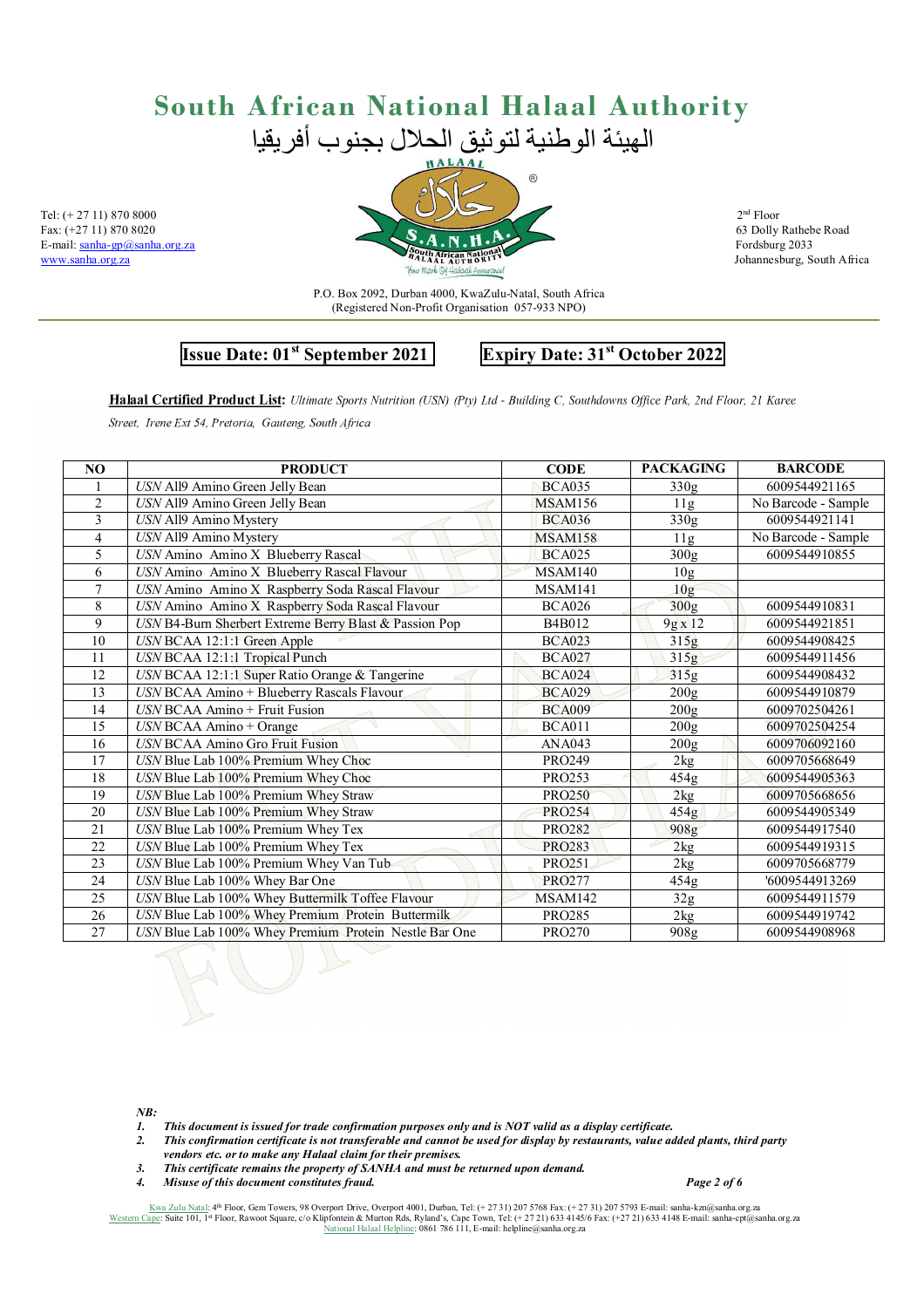# South African National Halaal Authority

الهيئة الوطنية لتوثيق الحلال بجنوب أفريقيا

Tel: (+ 27 11) 870 8000
Fax: (+27 11) 870 8020
E-mail: sanha-gp@sanha.org.za
www.sanha.org.za

2nd Floor
63 Dolly Rathebe Road
Fordsburg 2033
Johannesburg, South Africa

P.O. Box 2092, Durban 4000, KwaZulu-Natal, South Africa
(Registered Non-Profit Organisation 057-933 NPO)

**Issue Date: 01st September 2021** **Expiry Date: 31st October 2022**

**Halaal Certified Product List:** *Ultimate Sports Nutrition (USN) (Pty) Ltd - Building C, Southdowns Office Park, 2nd Floor, 21 Karee Street, Irene Ext 54, Pretoria, Gauteng, South Africa*

| NO | PRODUCT | CODE | PACKAGING | BARCODE |
|---|---|---|---|---|
| 1 | *USN* All9 Amino Green Jelly Bean | BCA035 | 330g | 6009544921165 |
| 2 | *USN* All9 Amino Green Jelly Bean | MSAM156 | 11g | No Barcode - Sample |
| 3 | *USN* All9 Amino Mystery | BCA036 | 330g | 6009544921141 |
| 4 | *USN* All9 Amino Mystery | MSAM158 | 11g | No Barcode - Sample |
| 5 | *USN* Amino Amino X Blueberry Rascal | BCA025 | 300g | 6009544910855 |
| 6 | *USN* Amino Amino X Blueberry Rascal Flavour | MSAM140 | 10g | |
| 7 | *USN* Amino Amino X Raspberry Soda Rascal Flavour | MSAM141 | 10g | |
| 8 | *USN* Amino Amino X Raspberry Soda Rascal Flavour | BCA026 | 300g | 6009544910831 |
| 9 | *USN* B4-Burn Sherbert Extreme Berry Blast & Passion Pop | B4B012 | 9g x 12 | 6009544921851 |
| 10 | *USN* BCAA 12:1:1 Green Apple | BCA023 | 315g | 6009544908425 |
| 11 | *USN* BCAA 12:1:1 Tropical Punch | BCA027 | 315g | 6009544911456 |
| 12 | *USN* BCAA 12:1:1 Super Ratio Orange & Tangerine | BCA024 | 315g | 6009544908432 |
| 13 | *USN* BCAA Amino + Blueberry Rascals Flavour | BCA029 | 200g | 6009544910879 |
| 14 | *USN* BCAA Amino + Fruit Fusion | BCA009 | 200g | 6009702504261 |
| 15 | *USN* BCAA Amino + Orange | BCA011 | 200g | 6009702504254 |
| 16 | *USN* BCAA Amino Gro Fruit Fusion | ANA043 | 200g | 6009706092160 |
| 17 | *USN* Blue Lab 100% Premium Whey Choc | PRO249 | 2kg | 6009705668649 |
| 18 | *USN* Blue Lab 100% Premium Whey Choc | PRO253 | 454g | 6009544905363 |
| 19 | *USN* Blue Lab 100% Premium Whey Straw | PRO250 | 2kg | 6009705668656 |
| 20 | *USN* Blue Lab 100% Premium Whey Straw | PRO254 | 454g | 6009544905349 |
| 21 | *USN* Blue Lab 100% Premium Whey Tex | PRO282 | 908g | 6009544917540 |
| 22 | *USN* Blue Lab 100% Premium Whey Tex | PRO283 | 2kg | 6009544919315 |
| 23 | *USN* Blue Lab 100% Premium Whey Van Tub | PRO251 | 2kg | 6009705668779 |
| 24 | *USN* Blue Lab 100% Whey Bar One | PRO277 | 454g | '6009544913269 |
| 25 | *USN* Blue Lab 100% Whey Buttermilk Toffee Flavour | MSAM142 | 32g | 6009544911579 |
| 26 | *USN* Blue Lab 100% Whey Premium Protein Buttermilk | PRO285 | 2kg | 6009544919742 |
| 27 | *USN* Blue Lab 100% Whey Premium Protein Nestle Bar One | PRO270 | 908g | 6009544908968 |

***NB:***

1. ***This document is issued for trade confirmation purposes only and is NOT valid as a display certificate.***
2. ***This confirmation certificate is not transferable and cannot be used for display by restaurants, value added plants, third party vendors etc. or to make any Halaal claim for their premises.***
3. ***This certificate remains the property of SANHA and must be returned upon demand.***
4. ***Misuse of this document constitutes fraud.***

Kwa Zulu Natal: 4th Floor, Gem Towers, 98 Overport Drive, Overport 4001, Durban, Tel: (+ 27 31) 207 5768 Fax: (+ 27 31) 207 5793 E-mail: sanha-kzn@sanha.org.za
Western Cape: Suite 101, 1st Floor, Rawoot Square, c/o Klipfontein & Murton Rds, Ryland's, Cape Town, Tel: (+ 27 21) 633 4145/6 Fax: (+27 21) 633 4148 E-mail: sanha-cpt@sanha.org.za
National Halaal Helpline: 0861 786 111, E-mail: helpline@sanha.org.za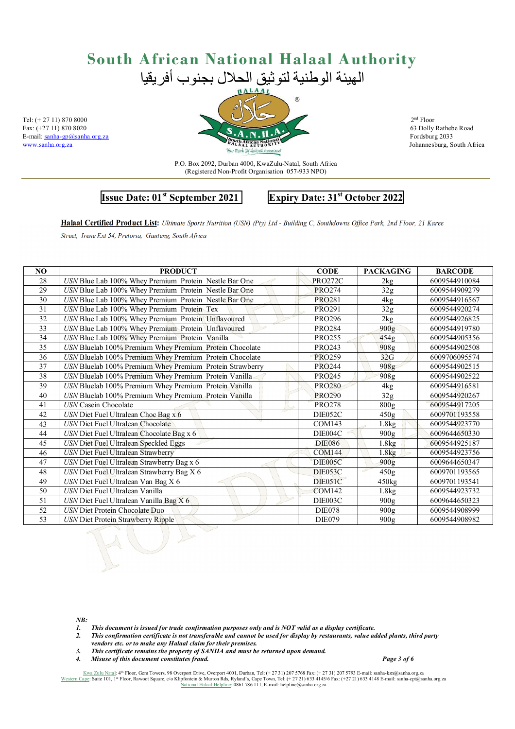# South African National Halaal Authority

الهيئة الوطنية لتوثيق الحلال بجنوب أفريقيا

Tel: (+ 27 11) 870 8000
Fax: (+27 11) 870 8020
E-mail: sanha-gp@sanha.org.za
www.sanha.org.za

2nd Floor
63 Dolly Rathebe Road
Fordsburg 2033
Johannesburg, South Africa

P.O. Box 2092, Durban 4000, KwaZulu-Natal, South Africa
(Registered Non-Profit Organisation 057-933 NPO)

**Issue Date: 01st September 2021** **Expiry Date: 31st October 2022**

**Halaal Certified Product List:** *Ultimate Sports Nutrition (USN) (Pty) Ltd - Building C, Southdowns Office Park, 2nd Floor, 21 Karee Street, Irene Ext 54, Pretoria, Gauteng, South Africa*

| NO | PRODUCT | CODE | PACKAGING | BARCODE |
|---|---|---|---|---|
| 28 | *USN* Blue Lab 100% Whey Premium Protein Nestle Bar One | PRO272C | 2kg | 6009544910084 |
| 29 | *USN* Blue Lab 100% Whey Premium Protein Nestle Bar One | PRO274 | 32g | 6009544909279 |
| 30 | *USN* Blue Lab 100% Whey Premium Protein Nestle Bar One | PRO281 | 4kg | 6009544916567 |
| 31 | *USN* Blue Lab 100% Whey Premium Protein Tex | PRO291 | 32g | 6009544920274 |
| 32 | *USN* Blue Lab 100% Whey Premium Protein Unflavoured | PRO296 | 2kg | 6009544926825 |
| 33 | *USN* Blue Lab 100% Whey Premium Protein Unflavoured | PRO284 | 900g | 6009544919780 |
| 34 | *USN* Blue Lab 100% Whey Premium Protein Vanilla | PRO255 | 454g | 6009544905356 |
| 35 | *USN* Bluelab 100% Premium Whey Premium Protein Chocolate | PRO243 | 908g | 6009544902508 |
| 36 | *USN* Bluelab 100% Premium Whey Premium Protein Chocolate | PRO259 | 32G | 6009706095574 |
| 37 | *USN* Bluelab 100% Premium Whey Premium Protein Strawberry | PRO244 | 908g | 6009544902515 |
| 38 | *USN* Bluelab 100% Premium Whey Premium Protein Vanilla | PRO245 | 908g | 6009544902522 |
| 39 | *USN* Bluelab 100% Premium Whey Premium Protein Vanilla | PRO280 | 4kg | 6009544916581 |
| 40 | *USN* Bluelab 100% Premium Whey Premium Protein Vanilla | PRO290 | 32g | 6009544920267 |
| 41 | *USN* Casein Chocolate | PRO278 | 800g | 6009544917205 |
| 42 | *USN* Diet Fuel Ultralean Choc Bag x 6 | DIE052C | 450g | 6009701193558 |
| 43 | *USN* Diet Fuel Ultralean Chocolate | COM143 | 1.8kg | 6009544923770 |
| 44 | *USN* Diet Fuel Ultralean Chocolate Bag x 6 | DIE004C | 900g | 6009644650330 |
| 45 | *USN* Diet Fuel Ultralean Speckled Eggs | DIE086 | 1.8kg | 6009544925187 |
| 46 | *USN* Diet Fuel Ultralean Strawberry | COM144 | 1.8kg | 6009544923756 |
| 47 | *USN* Diet Fuel Ultralean Strawberry Bag x 6 | DIE005C | 900g | 6009644650347 |
| 48 | *USN* Diet Fuel Ultralean Strawberry Bag X 6 | DIE053C | 450g | 6009701193565 |
| 49 | *USN* Diet Fuel Ultralean Van Bag X 6 | DIE051C | 450kg | 6009701193541 |
| 50 | *USN* Diet Fuel Ultralean Vanilla | COM142 | 1.8kg | 6009544923732 |
| 51 | *USN* Diet Fuel Ultralean Vanilla Bag X 6 | DIE003C | 900g | 6009644650323 |
| 52 | *USN* Diet Protein Chocolate Duo | DIE078 | 900g | 6009544908999 |
| 53 | *USN* Diet Protein Strawberry Ripple | DIE079 | 900g | 6009544908982 |

***NB:***

1. ***This document is issued for trade confirmation purposes only and is NOT valid as a display certificate.***
2. ***This confirmation certificate is not transferable and cannot be used for display by restaurants, value added plants, third party vendors etc. or to make any Halaal claim for their premises.***
3. ***This certificate remains the property of SANHA and must be returned upon demand.***
4. ***Misuse of this document constitutes fraud.***

Kwa Zulu Natal: 4th Floor, Gem Towers, 98 Overport Drive, Overport 4001, Durban, Tel: (+ 27 31) 207 5768 Fax: (+ 27 31) 207 5793 E-mail: sanha-kzn@sanha.org.za
Western Cape: Suite 101, 1st Floor, Rawoot Square, c/o Klipfontein & Murton Rds, Ryland's, Cape Town, Tel: (+ 27 21) 633 4145/6 Fax: (+27 21) 633 4148 E-mail: sanha-cpt@sanha.org.za
National Halaal Helpline: 0861 786 111, E-mail: helpline@sanha.org.za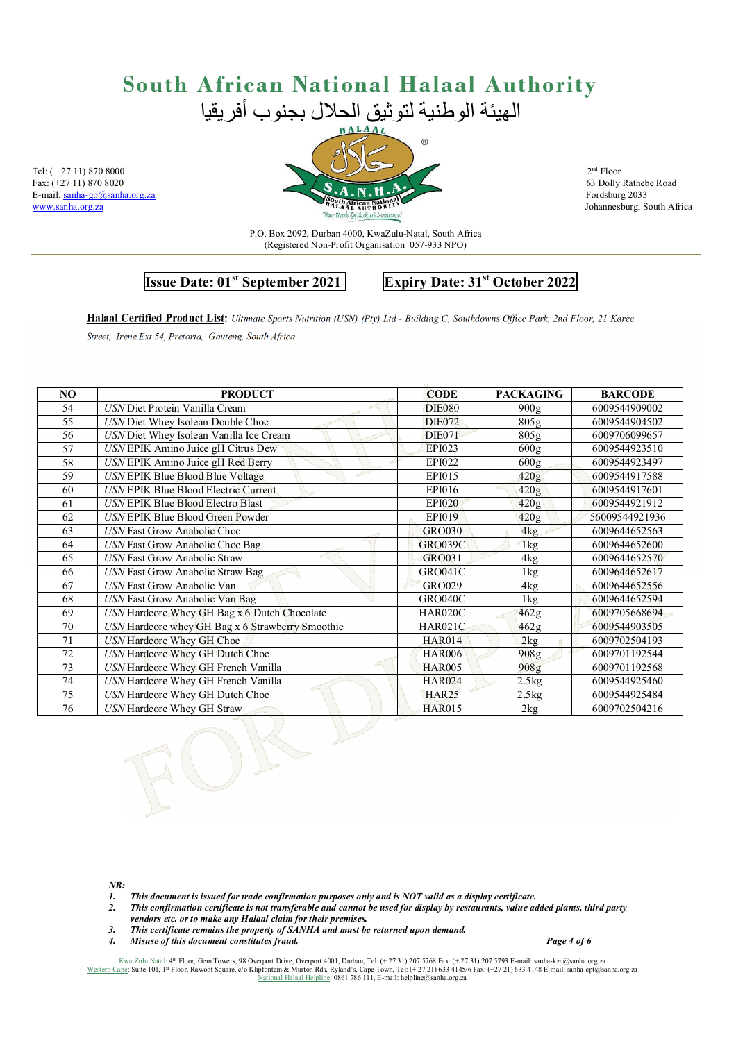# South African National Halaal Authority

الهيئة الوطنية لتوثيق الحلال بجنوب أفريقيا

Tel: (+ 27 11) 870 8000
Fax: (+27 11) 870 8020
E-mail: sanha-gp@sanha.org.za
www.sanha.org.za

2nd Floor
63 Dolly Rathebe Road
Fordsburg 2033
Johannesburg, South Africa

P.O. Box 2092, Durban 4000, KwaZulu-Natal, South Africa
(Registered Non-Profit Organisation 057-933 NPO)

**Issue Date: 01st September 2021** **Expiry Date: 31st October 2022**

**Halaal Certified Product List:** *Ultimate Sports Nutrition (USN) (Pty) Ltd - Building C, Southdowns Office Park, 2nd Floor, 21 Karee Street, Irene Ext 54, Pretoria, Gauteng, South Africa*

| NO | PRODUCT | CODE | PACKAGING | BARCODE |
|---|---|---|---|---|
| 54 | *USN* Diet Protein Vanilla Cream | DIE080 | 900g | 6009544909002 |
| 55 | *USN* Diet Whey Isolean Double Choc | DIE072 | 805g | 6009544904502 |
| 56 | *USN* Diet Whey Isolean Vanilla Ice Cream | DIE071 | 805g | 6009706099657 |
| 57 | *USN* EPIK Amino Juice gH Citrus Dew | EPI023 | 600g | 6009544923510 |
| 58 | *USN* EPIK Amino Juice gH Red Berry | EPI022 | 600g | 6009544923497 |
| 59 | *USN* EPIK Blue Blood Blue Voltage | EPI015 | 420g | 6009544917588 |
| 60 | *USN* EPIK Blue Blood Electric Current | EPI016 | 420g | 6009544917601 |
| 61 | *USN* EPIK Blue Blood Electro Blast | EPI020 | 420g | 6009544921912 |
| 62 | *USN* EPIK Blue Blood Green Powder | EPI019 | 420g | 56009544921936 |
| 63 | *USN* Fast Grow Anabolic Choc | GRO030 | 4kg | 6009644652563 |
| 64 | *USN* Fast Grow Anabolic Choc Bag | GRO039C | 1kg | 6009644652600 |
| 65 | *USN* Fast Grow Anabolic Straw | GRO031 | 4kg | 6009644652570 |
| 66 | *USN* Fast Grow Anabolic Straw Bag | GRO041C | 1kg | 6009644652617 |
| 67 | *USN* Fast Grow Anabolic Van | GRO029 | 4kg | 6009644652556 |
| 68 | *USN* Fast Grow Anabolic Van Bag | GRO040C | 1kg | 6009644652594 |
| 69 | *USN* Hardcore Whey GH Bag x 6 Dutch Chocolate | HAR020C | 462g | 6009705668694 |
| 70 | *USN* Hardcore whey GH Bag x 6 Strawberry Smoothie | HAR021C | 462g | 6009544903505 |
| 71 | *USN* Hardcore Whey GH Choc | HAR014 | 2kg | 6009702504193 |
| 72 | *USN* Hardcore Whey GH Dutch Choc | HAR006 | 908g | 6009701192544 |
| 73 | *USN* Hardcore Whey GH French Vanilla | HAR005 | 908g | 6009701192568 |
| 74 | *USN* Hardcore Whey GH French Vanilla | HAR024 | 2.5kg | 6009544925460 |
| 75 | *USN* Hardcore Whey GH Dutch Choc | HAR25 | 2.5kg | 6009544925484 |
| 76 | *USN* Hardcore Whey GH Straw | HAR015 | 2kg | 6009702504216 |

***NB:***

1. ***This document is issued for trade confirmation purposes only and is NOT valid as a display certificate.***
2. ***This confirmation certificate is not transferable and cannot be used for display by restaurants, value added plants, third party vendors etc. or to make any Halaal claim for their premises.***
3. ***This certificate remains the property of SANHA and must be returned upon demand.***
4. ***Misuse of this document constitutes fraud.***

Kwa Zulu Natal: 4th Floor, Gem Towers, 98 Overport Drive, Overport 4001, Durban, Tel: (+ 27 31) 207 5768 Fax: (+ 27 31) 207 5793 E-mail: sanha-kzn@sanha.org.za
Western Cape: Suite 101, 1st Floor, Rawoot Square, c/o Klipfontein & Murton Rds, Ryland's, Cape Town, Tel: (+ 27 21) 633 4145/6 Fax: (+27 21) 633 4148 E-mail: sanha-cpt@sanha.org.za
National Halaal Helpline: 0861 786 111, E-mail: helpline@sanha.org.za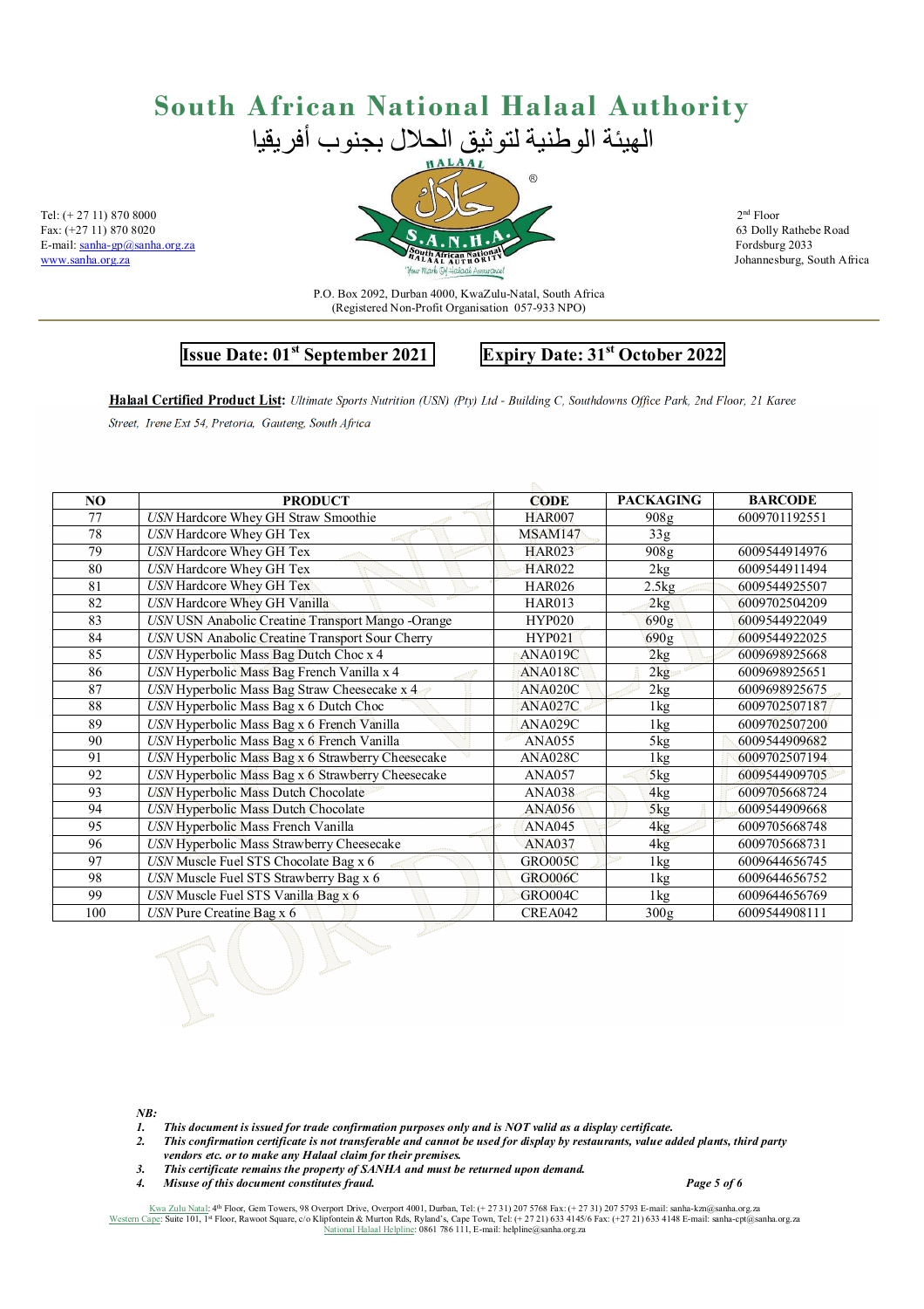# South African National Halaal Authority

الهيئة الوطنية لتوثيق الحلال بجنوب أفريقيا

Tel: (+ 27 11) 870 8000
Fax: (+27 11) 870 8020
E-mail: sanha-gp@sanha.org.za
www.sanha.org.za

2nd Floor
63 Dolly Rathebe Road
Fordsburg 2033
Johannesburg, South Africa

P.O. Box 2092, Durban 4000, KwaZulu-Natal, South Africa
(Registered Non-Profit Organisation 057-933 NPO)

**Issue Date: 01st September 2021** **Expiry Date: 31st October 2022**

**Halaal Certified Product List:** *Ultimate Sports Nutrition (USN) (Pty) Ltd - Building C, Southdowns Office Park, 2nd Floor, 21 Karee Street, Irene Ext 54, Pretoria, Gauteng, South Africa*

| NO | PRODUCT | CODE | PACKAGING | BARCODE |
|---|---|---|---|---|
| 77 | *USN* Hardcore Whey GH Straw Smoothie | HAR007 | 908g | 6009701192551 |
| 78 | *USN* Hardcore Whey GH Tex | MSAM147 | 33g | |
| 79 | *USN* Hardcore Whey GH Tex | HAR023 | 908g | 6009544914976 |
| 80 | *USN* Hardcore Whey GH Tex | HAR022 | 2kg | 6009544911494 |
| 81 | *USN* Hardcore Whey GH Tex | HAR026 | 2.5kg | 6009544925507 |
| 82 | *USN* Hardcore Whey GH Vanilla | HAR013 | 2kg | 6009702504209 |
| 83 | *USN* USN Anabolic Creatine Transport Mango -Orange | HYP020 | 690g | 6009544922049 |
| 84 | *USN* USN Anabolic Creatine Transport Sour Cherry | HYP021 | 690g | 6009544922025 |
| 85 | *USN* Hyperbolic Mass Bag Dutch Choc x 4 | ANA019C | 2kg | 6009698925668 |
| 86 | *USN* Hyperbolic Mass Bag French Vanilla x 4 | ANA018C | 2kg | 6009698925651 |
| 87 | *USN* Hyperbolic Mass Bag Straw Cheesecake x 4 | ANA020C | 2kg | 6009698925675 |
| 88 | *USN* Hyperbolic Mass Bag x 6 Dutch Choc | ANA027C | 1kg | 6009702507187 |
| 89 | *USN* Hyperbolic Mass Bag x 6 French Vanilla | ANA029C | 1kg | 6009702507200 |
| 90 | *USN* Hyperbolic Mass Bag x 6 French Vanilla | ANA055 | 5kg | 6009544909682 |
| 91 | *USN* Hyperbolic Mass Bag x 6 Strawberry Cheesecake | ANA028C | 1kg | 6009702507194 |
| 92 | *USN* Hyperbolic Mass Bag x 6 Strawberry Cheesecake | ANA057 | 5kg | 6009544909705 |
| 93 | *USN* Hyperbolic Mass Dutch Chocolate | ANA038 | 4kg | 6009705668724 |
| 94 | *USN* Hyperbolic Mass Dutch Chocolate | ANA056 | 5kg | 6009544909668 |
| 95 | *USN* Hyperbolic Mass French Vanilla | ANA045 | 4kg | 6009705668748 |
| 96 | *USN* Hyperbolic Mass Strawberry Cheesecake | ANA037 | 4kg | 6009705668731 |
| 97 | *USN* Muscle Fuel STS Chocolate Bag x 6 | GRO005C | 1kg | 6009644656745 |
| 98 | *USN* Muscle Fuel STS Strawberry Bag x 6 | GRO006C | 1kg | 6009644656752 |
| 99 | *USN* Muscle Fuel STS Vanilla Bag x 6 | GRO004C | 1kg | 6009644656769 |
| 100 | *USN* Pure Creatine Bag x 6 | CREA042 | 300g | 6009544908111 |

***NB:***

1. ***This document is issued for trade confirmation purposes only and is NOT valid as a display certificate.***
2. ***This confirmation certificate is not transferable and cannot be used for display by restaurants, value added plants, third party vendors etc. or to make any Halaal claim for their premises.***
3. ***This certificate remains the property of SANHA and must be returned upon demand.***
4. ***Misuse of this document constitutes fraud.***

Kwa Zulu Natal: 4th Floor, Gem Towers, 98 Overport Drive, Overport 4001, Durban, Tel: (+ 27 31) 207 5768 Fax: (+ 27 31) 207 5793 E-mail: sanha-kzn@sanha.org.za
Western Cape: Suite 101, 1st Floor, Rawoot Square, c/o Klipfontein & Murton Rds, Ryland's, Cape Town, Tel: (+ 27 21) 633 4145/6 Fax: (+27 21) 633 4148 E-mail: sanha-cpt@sanha.org.za
National Halaal Helpline: 0861 786 111, E-mail: helpline@sanha.org.za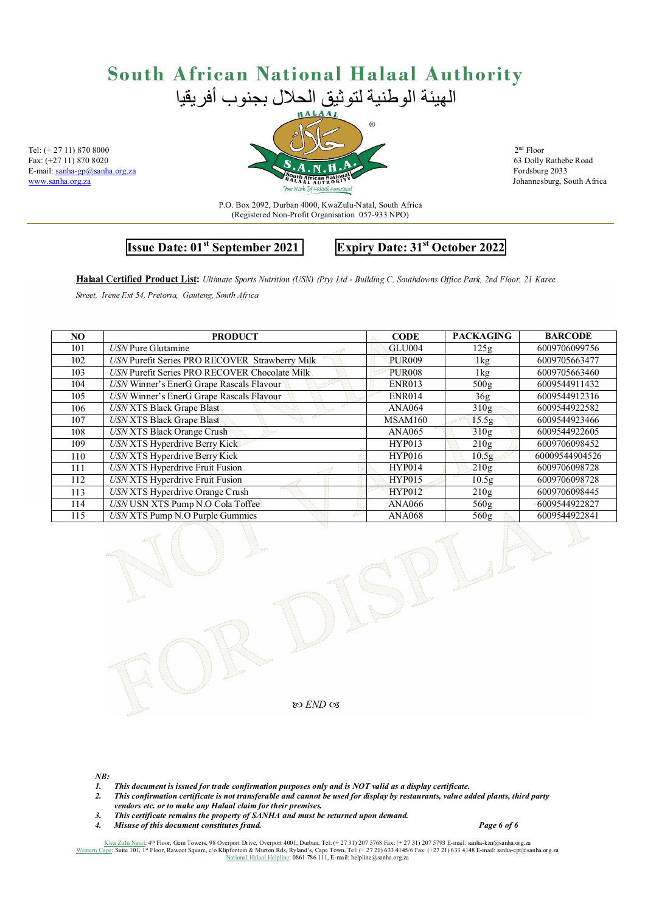# South African National Halaal Authority

الهيئة الوطنية لتوثيق الحلال بجنوب أفريقيا

Tel: (+ 27 11) 870 8000
Fax: (+27 11) 870 8020
E-mail: sanha-gp@sanha.org.za
www.sanha.org.za

2nd Floor
63 Dolly Rathebe Road
Fordsburg 2033
Johannesburg, South Africa

P.O. Box 2092, Durban 4000, KwaZulu-Natal, South Africa
(Registered Non-Profit Organisation 057-933 NPO)

**Issue Date: 01st September 2021** **Expiry Date: 31st October 2022**

**Halaal Certified Product List:** *Ultimate Sports Nutrition (USN) (Pty) Ltd - Building C, Southdowns Office Park, 2nd Floor, 21 Karee Street, Irene Ext 54, Pretoria, Gauteng, South Africa*

| NO | PRODUCT | CODE | PACKAGING | BARCODE |
|---|---|---|---|---|
| 101 | *USN* Pure Glutamine | GLU004 | 125g | 6009706099756 |
| 102 | *USN* Purefit Series PRO RECOVER Strawberry Milk | PUR009 | 1kg | 6009705663477 |
| 103 | *USN* Purefit Series PRO RECOVER Chocolate Milk | PUR008 | 1kg | 6009705663460 |
| 104 | *USN* Winner's EnerG Grape Rascals Flavour | ENR013 | 500g | 6009544911432 |
| 105 | *USN* Winner's EnerG Grape Rascals Flavour | ENR014 | 36g | 6009544912316 |
| 106 | *USN* XTS Black Grape Blast | ANA064 | 310g | 6009544922582 |
| 107 | *USN* XTS Black Grape Blast | MSAM160 | 15.5g | 6009544923466 |
| 108 | *USN* XTS Black Orange Crush | ANA065 | 310g | 6009544922605 |
| 109 | *USN* XTS Hyperdrive Berry Kick | HYP013 | 210g | 6009706098452 |
| 110 | *USN* XTS Hyperdrive Berry Kick | HYP016 | 10.5g | 60009544904526 |
| 111 | *USN* XTS Hyperdrive Fruit Fusion | HYP014 | 210g | 6009706098728 |
| 112 | *USN* XTS Hyperdrive Fruit Fusion | HYP015 | 10.5g | 6009706098728 |
| 113 | *USN* XTS Hyperdrive Orange Crush | HYP012 | 210g | 6009706098445 |
| 114 | *USN* USN XTS Pump N.O Cola Toffee | ANA066 | 560g | 6009544922827 |
| 115 | *USN* XTS Pump N.O Purple Gummies | ANA068 | 560g | 6009544922841 |

*END*

***NB:***

1. ***This document is issued for trade confirmation purposes only and is NOT valid as a display certificate.***
2. ***This confirmation certificate is not transferable and cannot be used for display by restaurants, value added plants, third party vendors etc. or to make any Halaal claim for their premises.***
3. ***This certificate remains the property of SANHA and must be returned upon demand.***
4. ***Misuse of this document constitutes fraud.***

Kwa Zulu Natal: 4th Floor, Gem Towers, 98 Overport Drive, Overport 4001, Durban, Tel: (+ 27 31) 207 5768 Fax: (+ 27 31) 207 5793 E-mail: sanha-kzn@sanha.org.za
Western Cape: Suite 101, 1st Floor, Rawoot Square, c/o Klipfontein & Murton Rds, Ryland's, Cape Town, Tel: (+ 27 21) 633 4145/6 Fax: (+27 21) 633 4148 E-mail: sanha-cpt@sanha.org.za
National Halaal Helpline: 0861 786 111, E-mail: helpline@sanha.org.za